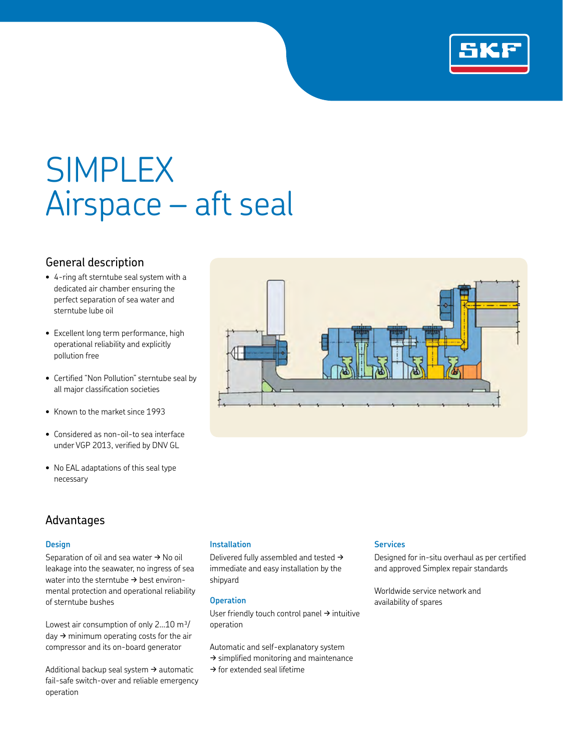# SIMPLEX
# Airspace – aft seal

## General description

- 4-ring aft sterntube seal system with a dedicated air chamber ensuring the perfect separation of sea water and sterntube lube oil
- Excellent long term performance, high operational reliability and explicitly pollution free
- Certified "Non Pollution" sterntube seal by all major classification societies
- Known to the market since 1993
- Considered as non-oil-to sea interface under VGP 2013, verified by DNV GL
- No EAL adaptations of this seal type necessary

## Advantages

### Design

Separation of oil and sea water → No oil leakage into the seawater, no ingress of sea water into the sterntube → best environmental protection and operational reliability of sterntube bushes

Lowest air consumption of only 2...10 $m^3$/day → minimum operating costs for the air compressor and its on-board generator

Additional backup seal system → automatic fail-safe switch-over and reliable emergency operation

### Installation

Delivered fully assembled and tested → immediate and easy installation by the shipyard

### Operation

User friendly touch control panel → intuitive operation

Automatic and self-explanatory system → simplified monitoring and maintenance → for extended seal lifetime

### Services

Designed for in-situ overhaul as per certified and approved Simplex repair standards

Worldwide service network and availability of spares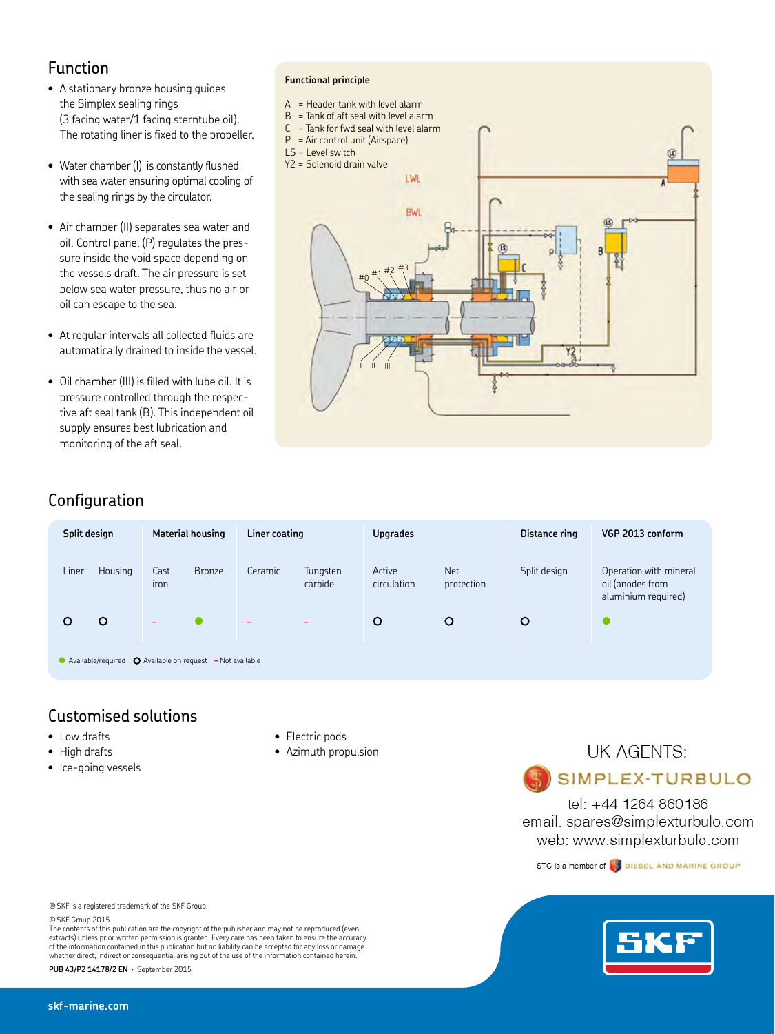## Function

- A stationary bronze housing guides the Simplex sealing rings (3 facing water/1 facing sterntube oil). The rotating liner is fixed to the propeller.
- Water chamber (I) is constantly flushed with sea water ensuring optimal cooling of the sealing rings by the circulator.
- Air chamber (II) separates sea water and oil. Control panel (P) regulates the pressure inside the void space depending on the vessels draft. The air pressure is set below sea water pressure, thus no air or oil can escape to the sea.
- At regular intervals all collected fluids are automatically drained to inside the vessel.
- Oil chamber (III) is filled with lube oil. It is pressure controlled through the respective aft seal tank (B). This independent oil supply ensures best lubrication and monitoring of the aft seal.

**Functional principle**

A = Header tank with level alarm
B = Tank of aft seal with level alarm
C = Tank for fwd seal with level alarm
P = Air control unit (Airspace)
LS = Level switch
Y2 = Solenoid drain valve

LWL
BWL
#0 #1 #2 #3
I II III
LS
A
B
C
P
Y2

## Configuration

| Split design | | Material housing | | Liner coating | | Upgrades | | Distance ring | VGP 2013 conform |
|---|---|---|---|---|---|---|---|---|---|
| Liner | Housing | Cast iron | Bronze | Ceramic | Tungsten carbide | Active circulation | Net protection | Split design | Operation with mineral oil (anodes from aluminium required) |
| ○ | ○ | – | ● | – | – | ○ | ○ | ○ | ● |

● Available/required ○ Available on request – Not available

## Customised solutions

- Low drafts
- High drafts
- Ice-going vessels
- Electric pods
- Azimuth propulsion

UK AGENTS:
SIMPLEX-TURBULO
tel: +44 1264 860186
email: spares@simplexturbulo.com
web: www.simplexturbulo.com
STC is a member of DIESEL AND MARINE GROUP

® SKF is a registered trademark of the SKF Group.
© SKF Group 2015
The contents of this publication are the copyright of the publisher and may not be reproduced (even extracts) unless prior written permission is granted. Every care has been taken to ensure the accuracy of the information contained in this publication but no liability can be accepted for any loss or damage whether direct, indirect or consequential arising out of the use of the information contained herein.

PUB 43/P2 14178/2 EN · September 2015

skf-marine.com